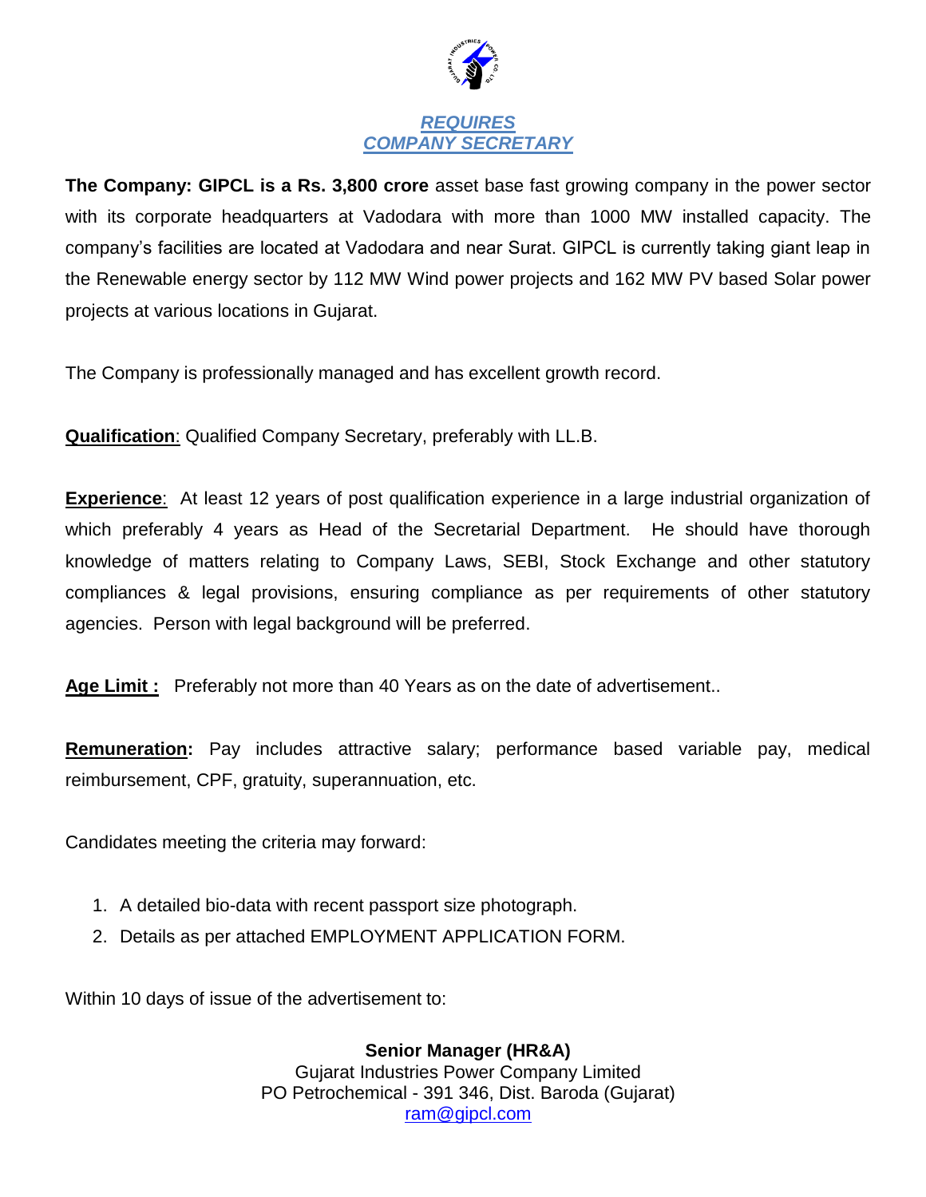# *REQUIRES*
# *COMPANY SECRETARY*

**The Company: GIPCL is a Rs. 3,800 crore** asset base fast growing company in the power sector with its corporate headquarters at Vadodara with more than 1000 MW installed capacity. The company's facilities are located at Vadodara and near Surat. GIPCL is currently taking giant leap in the Renewable energy sector by 112 MW Wind power projects and 162 MW PV based Solar power projects at various locations in Gujarat.

The Company is professionally managed and has excellent growth record.

**Qualification**: Qualified Company Secretary, preferably with LL.B.

**Experience**: At least 12 years of post qualification experience in a large industrial organization of which preferably 4 years as Head of the Secretarial Department. He should have thorough knowledge of matters relating to Company Laws, SEBI, Stock Exchange and other statutory compliances & legal provisions, ensuring compliance as per requirements of other statutory agencies. Person with legal background will be preferred.

**Age Limit :** Preferably not more than 40 Years as on the date of advertisement..

**Remuneration:** Pay includes attractive salary; performance based variable pay, medical reimbursement, CPF, gratuity, superannuation, etc.

Candidates meeting the criteria may forward:

1. A detailed bio-data with recent passport size photograph.
2. Details as per attached EMPLOYMENT APPLICATION FORM.

Within 10 days of issue of the advertisement to:

**Senior Manager (HR&A)**
Gujarat Industries Power Company Limited
PO Petrochemical - 391 346, Dist. Baroda (Gujarat)
ram@gipcl.com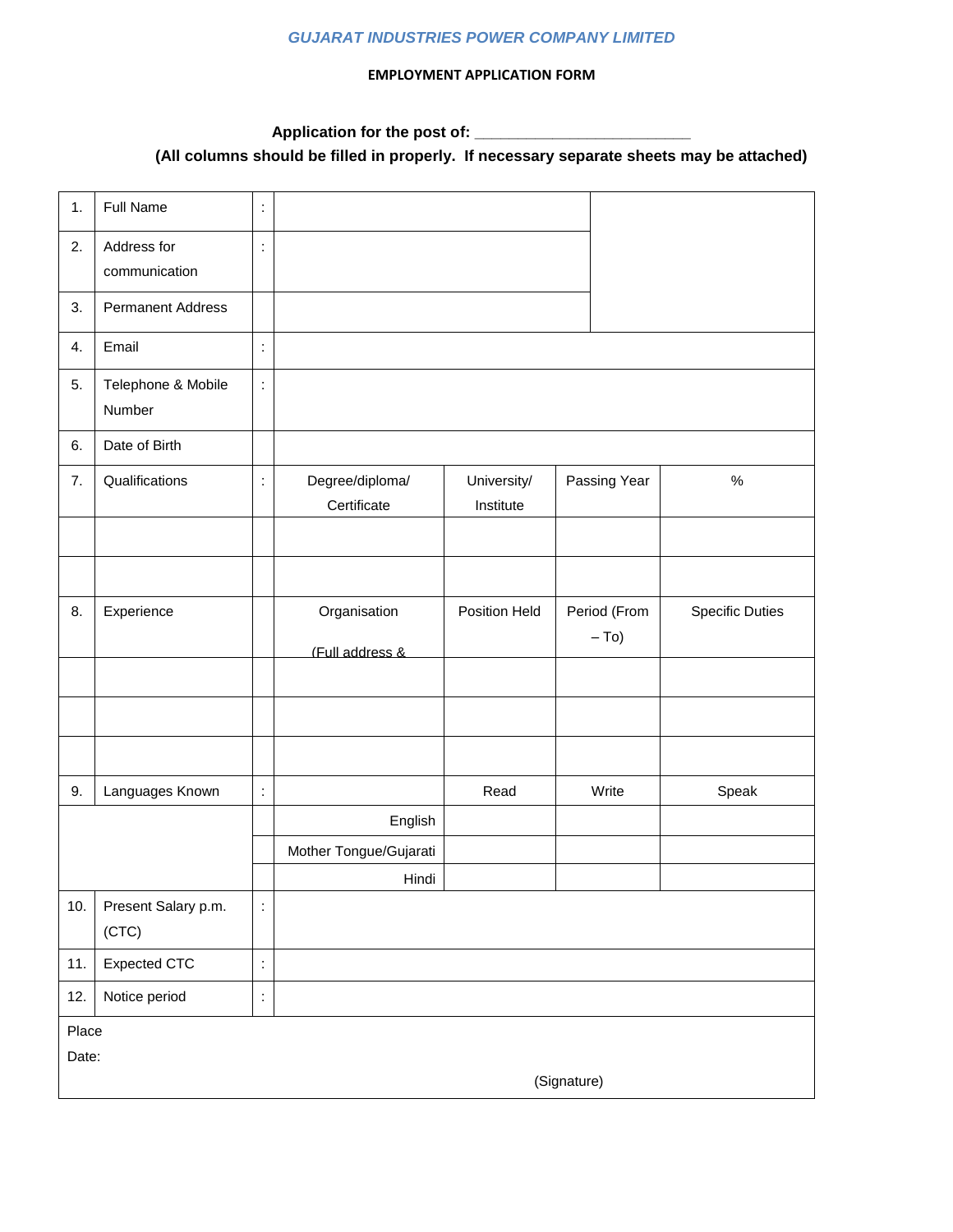*GUJARAT INDUSTRIES POWER COMPANY LIMITED*

**EMPLOYMENT APPLICATION FORM**

**Application for the post of: _______________________**

**(All columns should be filled in properly. If necessary separate sheets may be attached)**

| | | | | | | |
|---|---|---|---|---|---|---|
| 1. | Full Name | : | | | | |
| 2. | Address for communication | : | | | | |
| 3. | Permanent Address | | | | | |
| 4. | Email | : | | | | |
| 5. | Telephone & Mobile Number | : | | | | |
| 6. | Date of Birth | | | | | |
| 7. | Qualifications | : | Degree/diploma/ Certificate | University/ Institute | Passing Year | % |
| | | | | | | |
| | | | | | | |
| 8. | Experience | | Organisation (Full address & | Position Held | Period (From – To) | Specific Duties |
| | | | | | | |
| | | | | | | |
| | | | | | | |
| 9. | Languages Known | : | | Read | Write | Speak |
| | | | English | | | |
| | | | Mother Tongue/Gujarati | | | |
| | | | Hindi | | | |
| 10. | Present Salary p.m. (CTC) | : | | | | |
| 11. | Expected CTC | : | | | | |
| 12. | Notice period | : | | | | |

Place

Date:

(Signature)